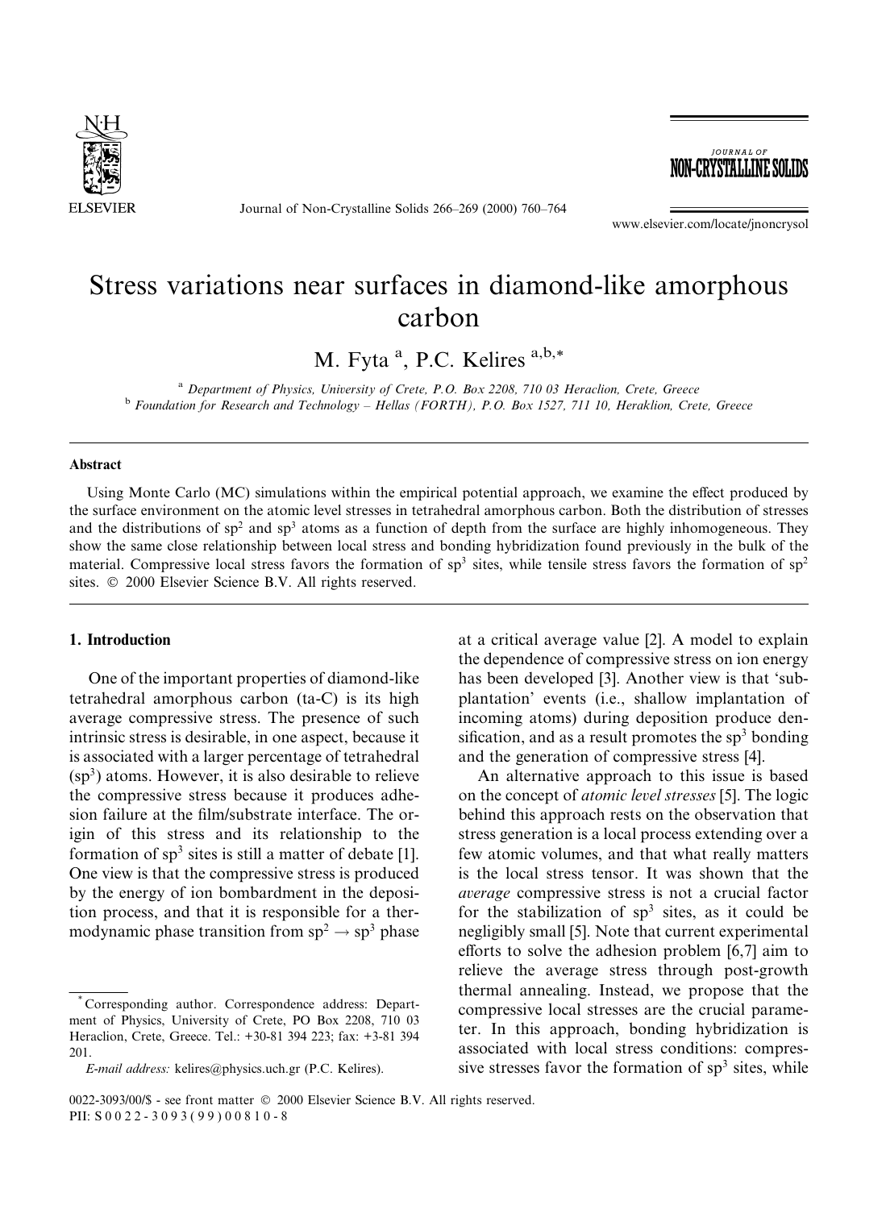# Stress variations near surfaces in diamond-like amorphous carbon

M. Fyta [a], P.C. Kelires [a,b,*]

[a] Department of Physics, University of Crete, P.O. Box 2208, 710 03 Heraclion, Crete, Greece
[b] Foundation for Research and Technology – Hellas (FORTH), P.O. Box 1527, 711 10, Heraklion, Crete, Greece

## Abstract

Using Monte Carlo (MC) simulations within the empirical potential approach, we examine the effect produced by the surface environment on the atomic level stresses in tetrahedral amorphous carbon. Both the distribution of stresses and the distributions of $sp^2$ and $sp^3$ atoms as a function of depth from the surface are highly inhomogeneous. They show the same close relationship between local stress and bonding hybridization found previously in the bulk of the material. Compressive local stress favors the formation of $sp^3$ sites, while tensile stress favors the formation of $sp^2$ sites. © 2000 Elsevier Science B.V. All rights reserved.

## 1. Introduction

One of the important properties of diamond-like tetrahedral amorphous carbon (ta-C) is its high average compressive stress. The presence of such intrinsic stress is desirable, in one aspect, because it is associated with a larger percentage of tetrahedral ($sp^3$) atoms. However, it is also desirable to relieve the compressive stress because it produces adhesion failure at the film/substrate interface. The origin of this stress and its relationship to the formation of $sp^3$ sites is still a matter of debate [1]. One view is that the compressive stress is produced by the energy of ion bombardment in the deposition process, and that it is responsible for a thermodynamic phase transition from $sp^2 \rightarrow sp^3$ phase at a critical average value [2]. A model to explain the dependence of compressive stress on ion energy has been developed [3]. Another view is that 'subplantation' events (i.e., shallow implantation of incoming atoms) during deposition produce densification, and as a result promotes the $sp^3$ bonding and the generation of compressive stress [4].

An alternative approach to this issue is based on the concept of *atomic level stresses* [5]. The logic behind this approach rests on the observation that stress generation is a local process extending over a few atomic volumes, and that what really matters is the local stress tensor. It was shown that the *average* compressive stress is not a crucial factor for the stabilization of $sp^3$ sites, as it could be negligibly small [5]. Note that current experimental efforts to solve the adhesion problem [6,7] aim to relieve the average stress through post-growth thermal annealing. Instead, we propose that the compressive local stresses are the crucial parameter. In this approach, bonding hybridization is associated with local stress conditions: compressive stresses favor the formation of $sp^3$ sites, while

---

* Corresponding author. Correspondence address: Department of Physics, University of Crete, PO Box 2208, 710 03 Heraclion, Crete, Greece. Tel.: +30-81 394 223; fax: +3-81 394 201.

*E-mail address:* kelires@physics.uch.gr (P.C. Kelires).

0022-3093/00/$ - see front matter © 2000 Elsevier Science B.V. All rights reserved.
PII: S 0 0 2 2 - 3 0 9 3 ( 9 9 ) 0 0 8 1 0 - 8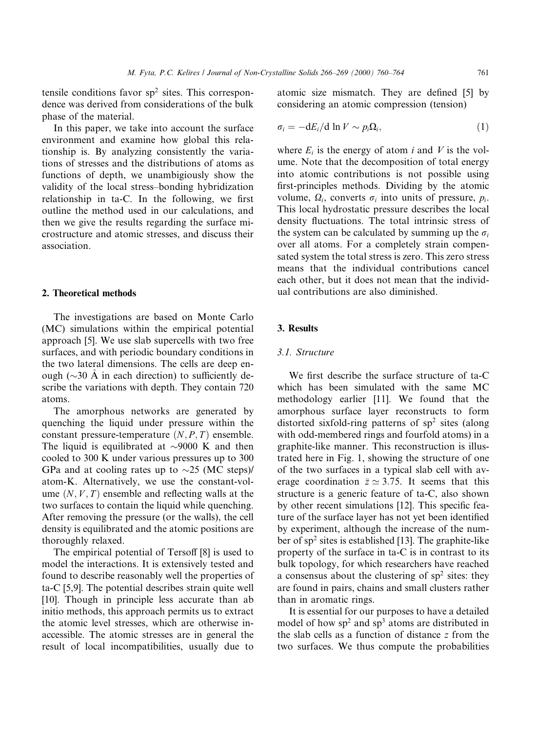tensile conditions favor $sp^2$ sites. This correspondence was derived from considerations of the bulk phase of the material.

In this paper, we take into account the surface environment and examine how global this relationship is. By analyzing consistently the variations of stresses and the distributions of atoms as functions of depth, we unambiguously show the validity of the local stress–bonding hybridization relationship in ta-C. In the following, we first outline the method used in our calculations, and then we give the results regarding the surface microstructure and atomic stresses, and discuss their association.

## 2. Theoretical methods

The investigations are based on Monte Carlo (MC) simulations within the empirical potential approach [5]. We use slab supercells with two free surfaces, and with periodic boundary conditions in the two lateral dimensions. The cells are deep enough (~30 Å in each direction) to sufficiently describe the variations with depth. They contain 720 atoms.

The amorphous networks are generated by quenching the liquid under pressure within the constant pressure-temperature $(N,P,T)$ ensemble. The liquid is equilibrated at ~9000 K and then cooled to 300 K under various pressures up to 300 GPa and at cooling rates up to ~25 (MC steps)/atom-K. Alternatively, we use the constant-volume $(N,V,T)$ ensemble and reflecting walls at the two surfaces to contain the liquid while quenching. After removing the pressure (or the walls), the cell density is equilibrated and the atomic positions are thoroughly relaxed.

The empirical potential of Tersoff [8] is used to model the interactions. It is extensively tested and found to describe reasonably well the properties of ta-C [5,9]. The potential describes strain quite well [10]. Though in principle less accurate than ab initio methods, this approach permits us to extract the atomic level stresses, which are otherwise inaccessible. The atomic stresses are in general the result of local incompatibilities, usually due to atomic size mismatch. They are defined [5] by considering an atomic compression (tension)

$$\sigma_i = -\mathrm{d}E_i/\mathrm{d}\ln V \sim p_i\Omega_i, \tag{1}$$

where $E_i$ is the energy of atom $i$ and $V$ is the volume. Note that the decomposition of total energy into atomic contributions is not possible using first-principles methods. Dividing by the atomic volume, $\Omega_i$, converts $\sigma_i$ into units of pressure, $p_i$. This local hydrostatic pressure describes the local density fluctuations. The total intrinsic stress of the system can be calculated by summing up the $\sigma_i$ over all atoms. For a completely strain compensated system the total stress is zero. This zero stress means that the individual contributions cancel each other, but it does not mean that the individual contributions are also diminished.

## 3. Results

### 3.1. Structure

We first describe the surface structure of ta-C which has been simulated with the same MC methodology earlier [11]. We found that the amorphous surface layer reconstructs to form distorted sixfold-ring patterns of $sp^2$ sites (along with odd-membered rings and fourfold atoms) in a graphite-like manner. This reconstruction is illustrated here in Fig. 1, showing the structure of one of the two surfaces in a typical slab cell with average coordination $\bar{z} \simeq 3.75$. It seems that this structure is a generic feature of ta-C, also shown by other recent simulations [12]. This specific feature of the surface layer has not yet been identified by experiment, although the increase of the number of $sp^2$ sites is established [13]. The graphite-like property of the surface in ta-C is in contrast to its bulk topology, for which researchers have reached a consensus about the clustering of $sp^2$ sites: they are found in pairs, chains and small clusters rather than in aromatic rings.

It is essential for our purposes to have a detailed model of how $sp^2$ and $sp^3$ atoms are distributed in the slab cells as a function of distance $z$ from the two surfaces. We thus compute the probabilities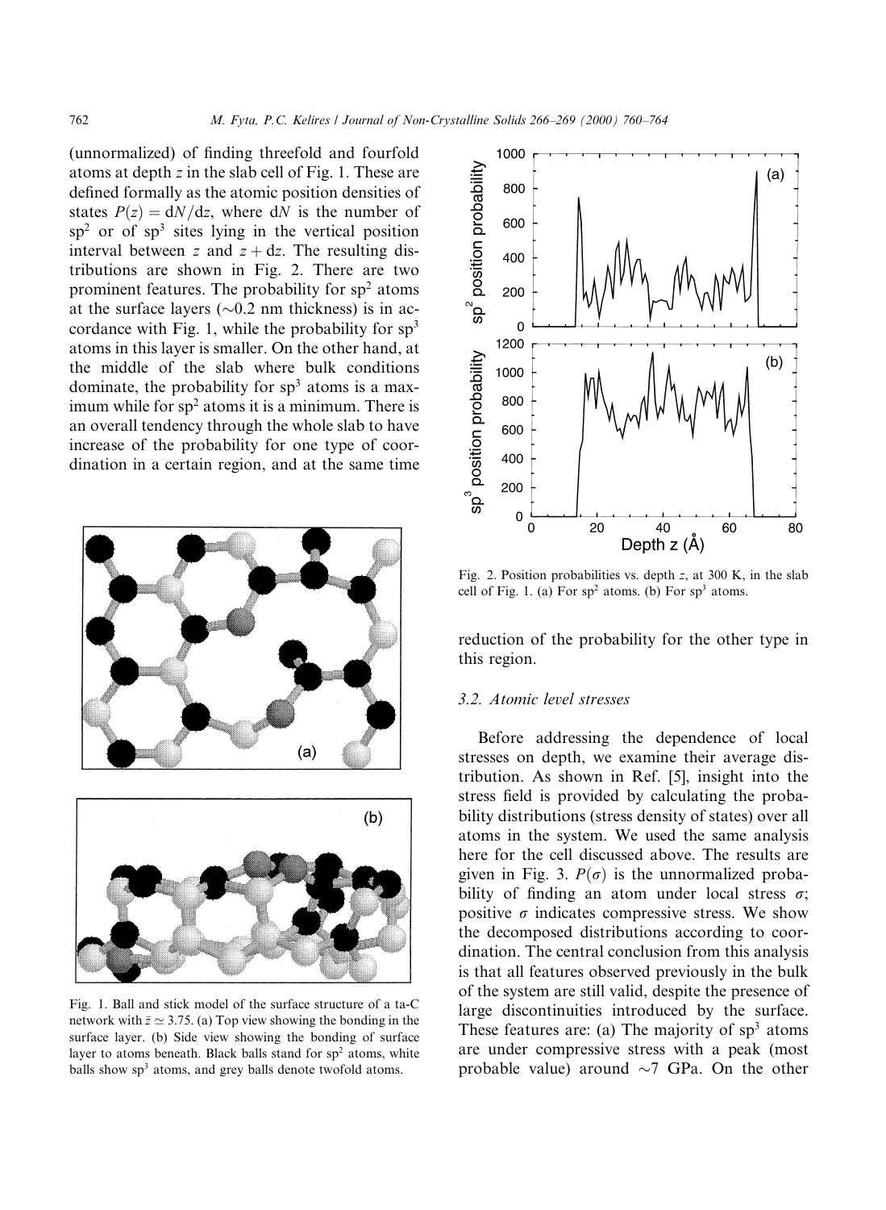(unnormalized) of finding threefold and fourfold atoms at depth $z$ in the slab cell of Fig. 1. These are defined formally as the atomic position densities of states $P(z) = dN/dz$, where $dN$ is the number of $sp^2$ or of $sp^3$ sites lying in the vertical position interval between $z$ and $z + dz$. The resulting distributions are shown in Fig. 2. There are two prominent features. The probability for $sp^2$ atoms at the surface layers (~0.2 nm thickness) is in accordance with Fig. 1, while the probability for $sp^3$ atoms in this layer is smaller. On the other hand, at the middle of the slab where bulk conditions dominate, the probability for $sp^3$ atoms is a maximum while for $sp^2$ atoms it is a minimum. There is an overall tendency through the whole slab to have increase of the probability for one type of coordination in a certain region, and at the same time reduction of the probability for the other type in this region.

Fig. 1. Ball and stick model of the surface structure of a ta-C network with $\bar{z} \simeq 3.75$. (a) Top view showing the bonding in the surface layer. (b) Side view showing the bonding of surface layer to atoms beneath. Black balls stand for $sp^2$ atoms, white balls show $sp^3$ atoms, and grey balls denote twofold atoms.

Fig. 2. Position probabilities vs. depth $z$, at 300 K, in the slab cell of Fig. 1. (a) For $sp^2$ atoms. (b) For $sp^3$ atoms.

### 3.2. Atomic level stresses

Before addressing the dependence of local stresses on depth, we examine their average distribution. As shown in Ref. [5], insight into the stress field is provided by calculating the probability distributions (stress density of states) over all atoms in the system. We used the same analysis here for the cell discussed above. The results are given in Fig. 3. $P(\sigma)$ is the unnormalized probability of finding an atom under local stress $\sigma$; positive $\sigma$ indicates compressive stress. We show the decomposed distributions according to coordination. The central conclusion from this analysis is that all features observed previously in the bulk of the system are still valid, despite the presence of large discontinuities introduced by the surface. These features are: (a) The majority of $sp^3$ atoms are under compressive stress with a peak (most probable value) around ~7 GPa. On the other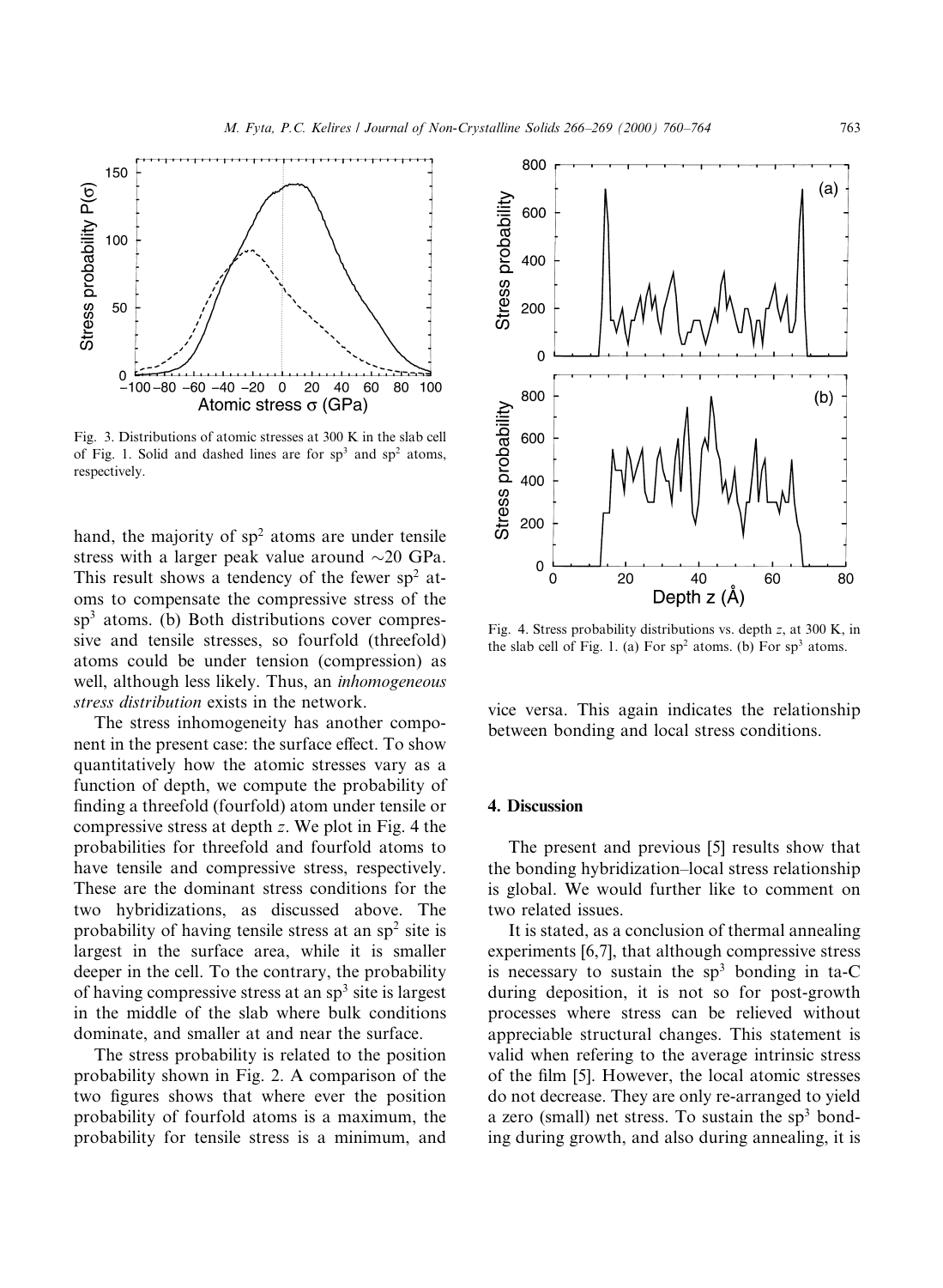Fig. 3. Distributions of atomic stresses at 300 K in the slab cell of Fig. 1. Solid and dashed lines are for $sp^3$ and $sp^2$ atoms, respectively.

hand, the majority of $sp^2$ atoms are under tensile stress with a larger peak value around $\sim$20 GPa. This result shows a tendency of the fewer $sp^2$ atoms to compensate the compressive stress of the $sp^3$ atoms. (b) Both distributions cover compressive and tensile stresses, so fourfold (threefold) atoms could be under tension (compression) as well, although less likely. Thus, an *inhomogeneous stress distribution* exists in the network.

The stress inhomogeneity has another component in the present case: the surface effect. To show quantitatively how the atomic stresses vary as a function of depth, we compute the probability of finding a threefold (fourfold) atom under tensile or compressive stress at depth $z$. We plot in Fig. 4 the probabilities for threefold and fourfold atoms to have tensile and compressive stress, respectively. These are the dominant stress conditions for the two hybridizations, as discussed above. The probability of having tensile stress at an $sp^2$ site is largest in the surface area, while it is smaller deeper in the cell. To the contrary, the probability of having compressive stress at an $sp^3$ site is largest in the middle of the slab where bulk conditions dominate, and smaller at and near the surface.

The stress probability is related to the position probability shown in Fig. 2. A comparison of the two figures shows that where ever the position probability of fourfold atoms is a maximum, the probability for tensile stress is a minimum, and vice versa. This again indicates the relationship between bonding and local stress conditions.

Fig. 4. Stress probability distributions vs. depth $z$, at 300 K, in the slab cell of Fig. 1. (a) For $sp^2$ atoms. (b) For $sp^3$ atoms.

## 4. Discussion

The present and previous [5] results show that the bonding hybridization–local stress relationship is global. We would further like to comment on two related issues.

It is stated, as a conclusion of thermal annealing experiments [6,7], that although compressive stress is necessary to sustain the $sp^3$ bonding in ta-C during deposition, it is not so for post-growth processes where stress can be relieved without appreciable structural changes. This statement is valid when refering to the average intrinsic stress of the film [5]. However, the local atomic stresses do not decrease. They are only re-arranged to yield a zero (small) net stress. To sustain the $sp^3$ bonding during growth, and also during annealing, it is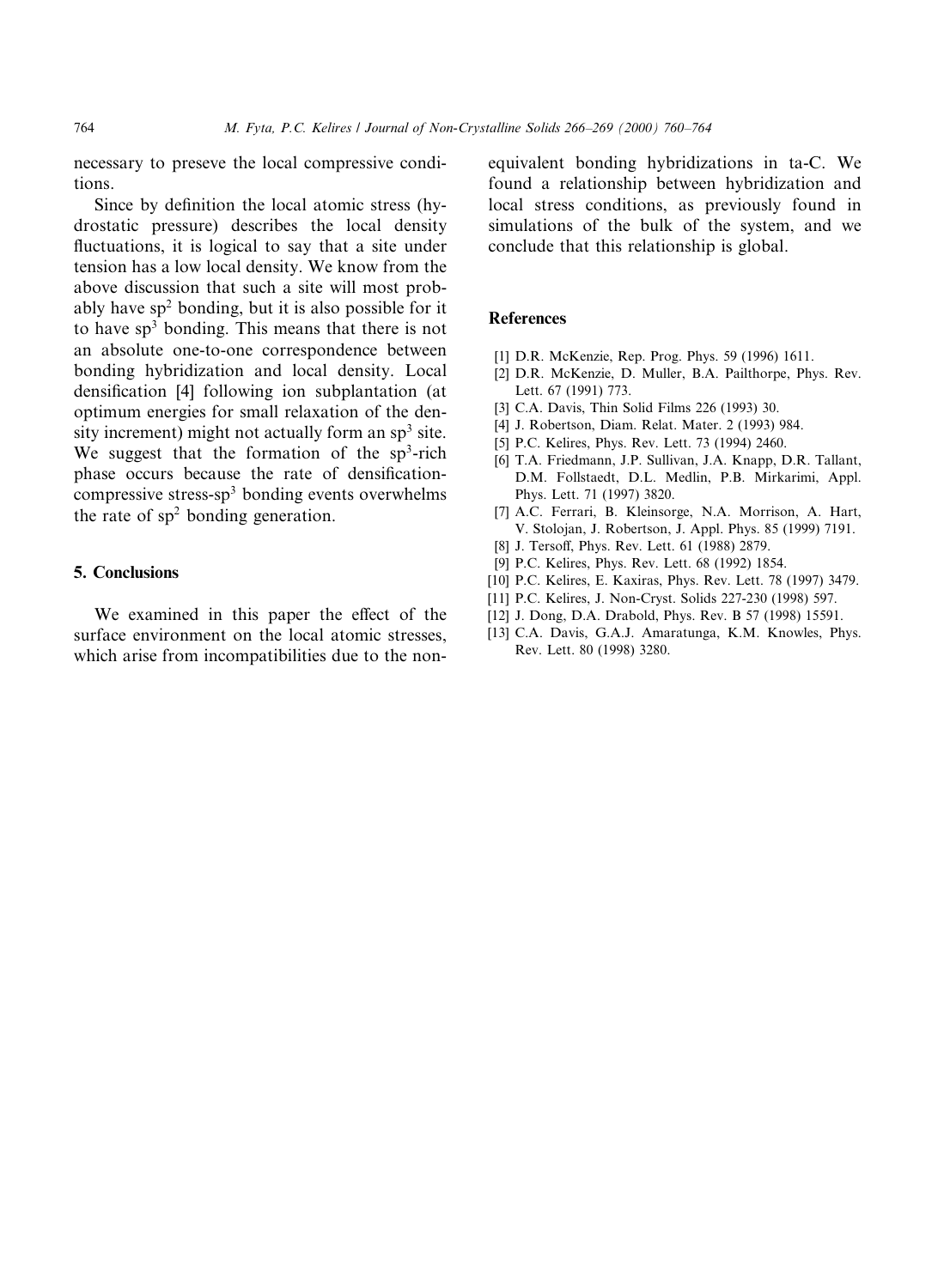necessary to preseve the local compressive conditions.

Since by definition the local atomic stress (hydrostatic pressure) describes the local density fluctuations, it is logical to say that a site under tension has a low local density. We know from the above discussion that such a site will most probably have $sp^2$ bonding, but it is also possible for it to have $sp^3$ bonding. This means that there is not an absolute one-to-one correspondence between bonding hybridization and local density. Local densification [4] following ion subplantation (at optimum energies for small relaxation of the density increment) might not actually form an $sp^3$ site. We suggest that the formation of the $sp^3$-rich phase occurs because the rate of densification-compressive stress-$sp^3$ bonding events overwhelms the rate of $sp^2$ bonding generation.

## 5. Conclusions

We examined in this paper the effect of the surface environment on the local atomic stresses, which arise from incompatibilities due to the non-equivalent bonding hybridizations in ta-C. We found a relationship between hybridization and local stress conditions, as previously found in simulations of the bulk of the system, and we conclude that this relationship is global.

## References

[1] D.R. McKenzie, Rep. Prog. Phys. 59 (1996) 1611.

[2] D.R. McKenzie, D. Muller, B.A. Pailthorpe, Phys. Rev. Lett. 67 (1991) 773.

[3] C.A. Davis, Thin Solid Films 226 (1993) 30.

[4] J. Robertson, Diam. Relat. Mater. 2 (1993) 984.

[5] P.C. Kelires, Phys. Rev. Lett. 73 (1994) 2460.

[6] T.A. Friedmann, J.P. Sullivan, J.A. Knapp, D.R. Tallant, D.M. Follstaedt, D.L. Medlin, P.B. Mirkarimi, Appl. Phys. Lett. 71 (1997) 3820.

[7] A.C. Ferrari, B. Kleinsorge, N.A. Morrison, A. Hart, V. Stolojan, J. Robertson, J. Appl. Phys. 85 (1999) 7191.

[8] J. Tersoff, Phys. Rev. Lett. 61 (1988) 2879.

[9] P.C. Kelires, Phys. Rev. Lett. 68 (1992) 1854.

[10] P.C. Kelires, E. Kaxiras, Phys. Rev. Lett. 78 (1997) 3479.

[11] P.C. Kelires, J. Non-Cryst. Solids 227-230 (1998) 597.

[12] J. Dong, D.A. Drabold, Phys. Rev. B 57 (1998) 15591.

[13] C.A. Davis, G.A.J. Amaratunga, K.M. Knowles, Phys. Rev. Lett. 80 (1998) 3280.